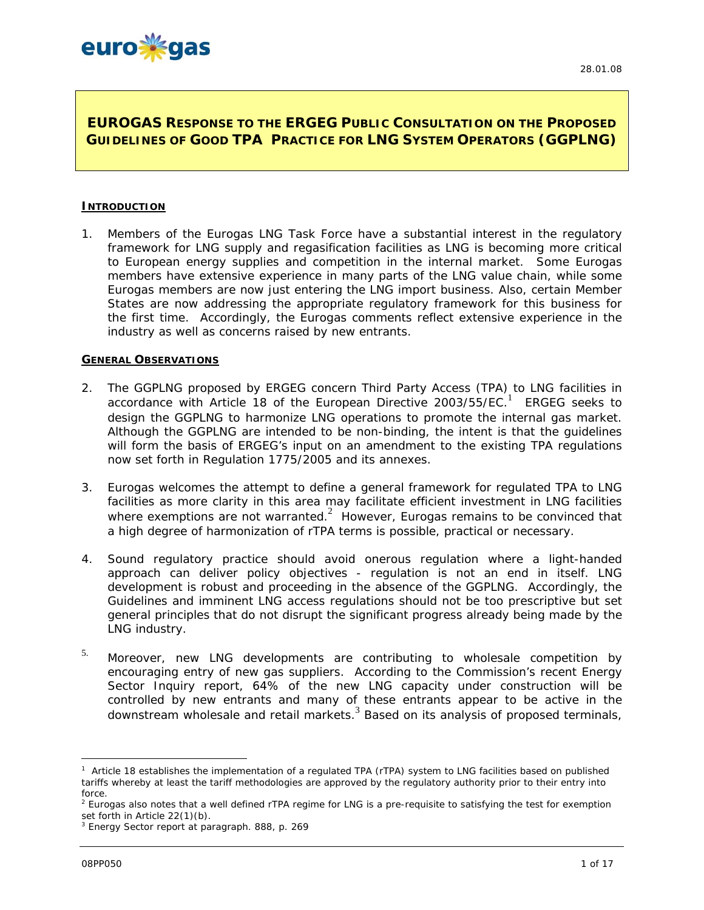28.01.08

# EUROGAS RESPONSE TO THE ERGEG PUBLIC CONSULTATION ON THE PROPOSED GUIDELINES OF GOOD TPA PRACTICE FOR LNG SYSTEM OPERATORS (GGPLNG)

## INTRODUCTION

1. Members of the Eurogas LNG Task Force have a substantial interest in the regulatory framework for LNG supply and regasification facilities as LNG is becoming more critical to European energy supplies and competition in the internal market. Some Eurogas members have extensive experience in many parts of the LNG value chain, while some Eurogas members are now just entering the LNG import business. Also, certain Member States are now addressing the appropriate regulatory framework for this business for the first time. Accordingly, the Eurogas comments reflect extensive experience in the industry as well as concerns raised by new entrants.

## GENERAL OBSERVATIONS

2. The GGPLNG proposed by ERGEG concern Third Party Access (TPA) to LNG facilities in accordance with Article 18 of the European Directive 2003/55/EC.[1] ERGEG seeks to design the GGPLNG to harmonize LNG operations to promote the internal gas market. Although the GGPLNG are intended to be non-binding, the intent is that the guidelines will form the basis of ERGEG's input on an amendment to the existing TPA regulations now set forth in Regulation 1775/2005 and its annexes.

3. Eurogas welcomes the attempt to define a general framework for regulated TPA to LNG facilities as more clarity in this area may facilitate efficient investment in LNG facilities where exemptions are not warranted.[2] However, Eurogas remains to be convinced that a high degree of harmonization of rTPA terms is possible, practical or necessary.

4. Sound regulatory practice should avoid onerous regulation where a light-handed approach can deliver policy objectives - regulation is not an end in itself. LNG development is robust and proceeding in the absence of the GGPLNG. Accordingly, the Guidelines and imminent LNG access regulations should not be too prescriptive but set general principles that do not disrupt the significant progress already being made by the LNG industry.

5. Moreover, new LNG developments are contributing to wholesale competition by encouraging entry of new gas suppliers. According to the Commission's recent Energy Sector Inquiry report, 64% of the new LNG capacity under construction will be controlled by new entrants and many of these entrants appear to be active in the downstream wholesale and retail markets.[3] Based on its analysis of proposed terminals,

---

[1] Article 18 establishes the implementation of a regulated TPA (rTPA) system to LNG facilities based on published tariffs whereby at least the tariff methodologies are approved by the regulatory authority prior to their entry into force.

[2] Eurogas also notes that a well defined rTPA regime for LNG is a pre-requisite to satisfying the test for exemption set forth in Article 22(1)(b).

[3] Energy Sector report at paragraph. 888, p. 269

08PP050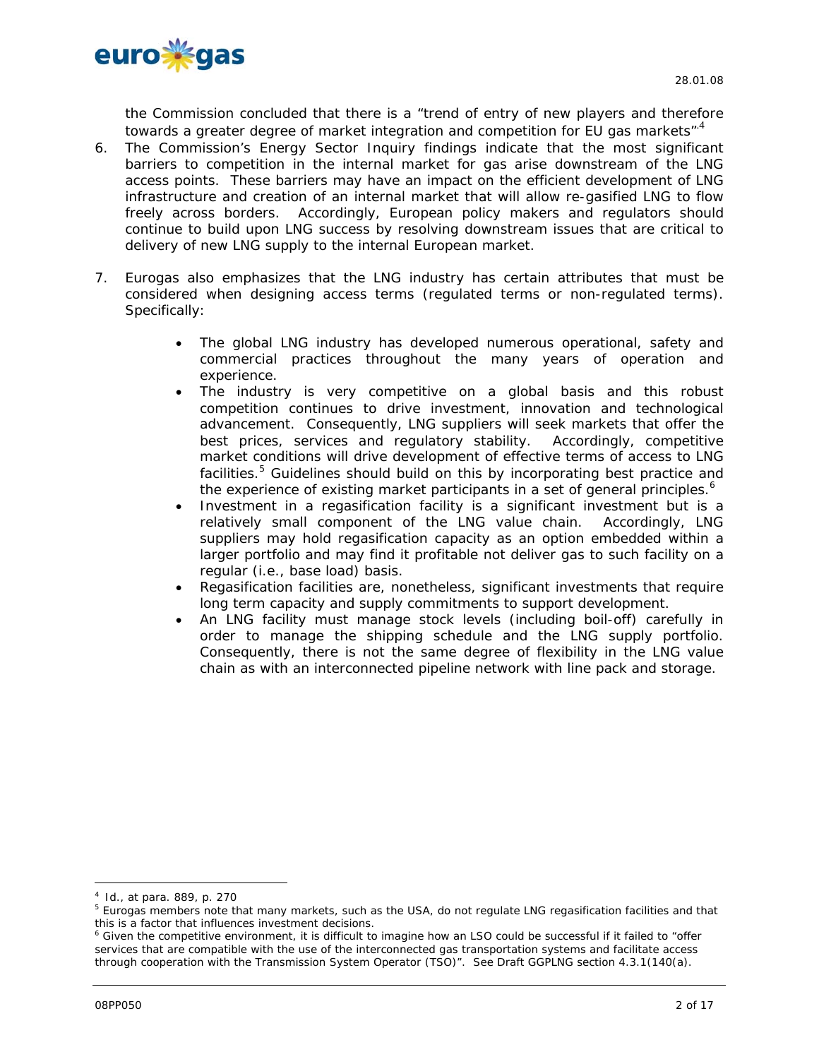the Commission concluded that there is a "trend of entry of new players and therefore towards a greater degree of market integration and competition for EU gas markets".[4]

6. The Commission's Energy Sector Inquiry findings indicate that the most significant barriers to competition in the internal market for gas arise downstream of the LNG access points. These barriers may have an impact on the efficient development of LNG infrastructure and creation of an internal market that will allow re-gasified LNG to flow freely across borders. Accordingly, European policy makers and regulators should continue to build upon LNG success by resolving downstream issues that are critical to delivery of new LNG supply to the internal European market.

7. Eurogas also emphasizes that the LNG industry has certain attributes that must be considered when designing access terms (regulated terms or non-regulated terms). Specifically:

   - The global LNG industry has developed numerous operational, safety and commercial practices throughout the many years of operation and experience.
   - The industry is very competitive on a global basis and this robust competition continues to drive investment, innovation and technological advancement. Consequently, LNG suppliers will seek markets that offer the best prices, services and regulatory stability. Accordingly, competitive market conditions will drive development of effective terms of access to LNG facilities.[5] Guidelines should build on this by incorporating best practice and the experience of existing market participants in a set of general principles.[6]
   - Investment in a regasification facility is a significant investment but is a relatively small component of the LNG value chain. Accordingly, LNG suppliers may hold regasification capacity as an option embedded within a larger portfolio and may find it profitable not deliver gas to such facility on a regular (i.e., base load) basis.
   - Regasification facilities are, nonetheless, significant investments that require long term capacity and supply commitments to support development.
   - An LNG facility must manage stock levels (including boil-off) carefully in order to manage the shipping schedule and the LNG supply portfolio. Consequently, there is not the same degree of flexibility in the LNG value chain as with an interconnected pipeline network with line pack and storage.

---

[4] Id., at para. 889, p. 270

[5] Eurogas members note that many markets, such as the USA, do not regulate LNG regasification facilities and that this is a factor that influences investment decisions.

[6] Given the competitive environment, it is difficult to imagine how an LSO could be successful if it failed to "offer services that are compatible with the use of the interconnected gas transportation systems and facilitate access through cooperation with the Transmission System Operator (TSO)". See Draft GGPLNG section 4.3.1(140(a).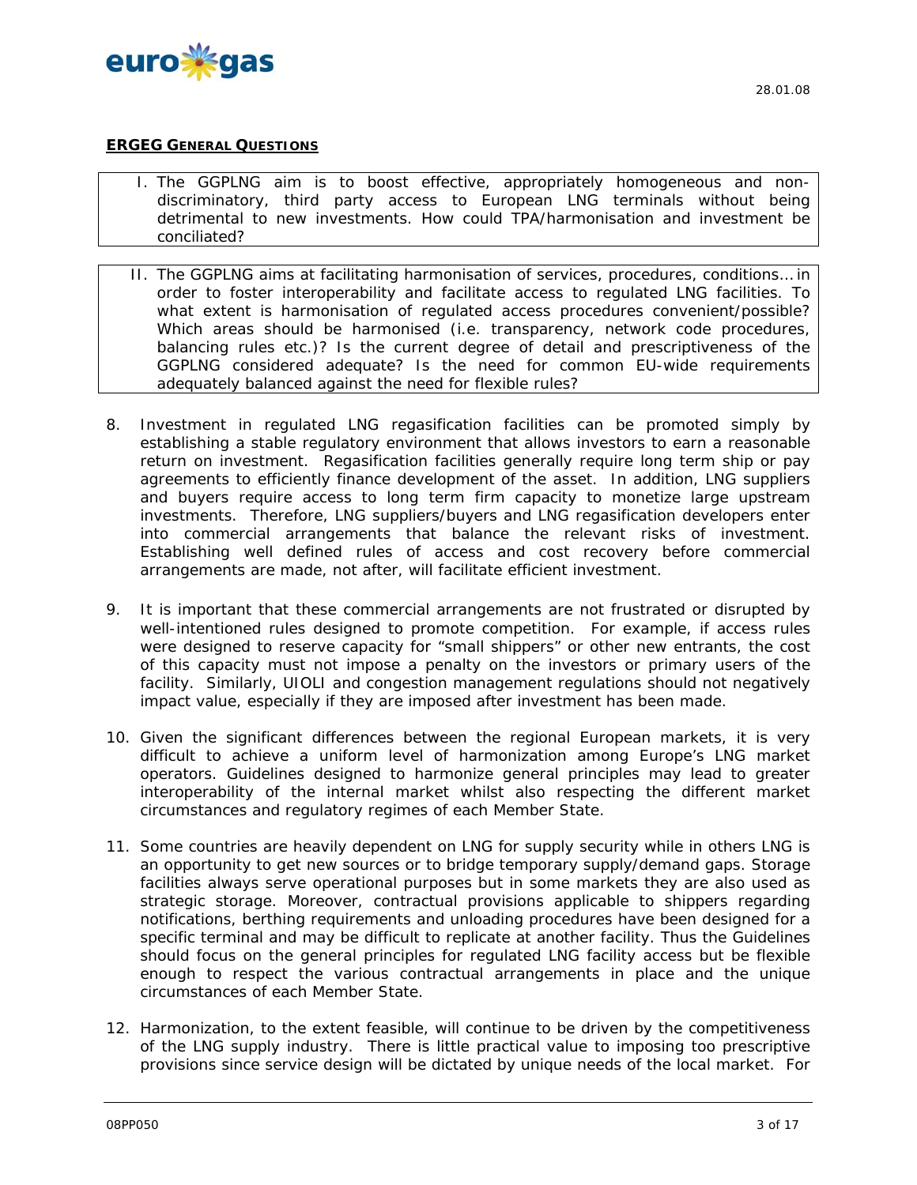**ERGEG GENERAL QUESTIONS**

I. The GGPLNG aim is to boost effective, appropriately homogeneous and non-discriminatory, third party access to European LNG terminals without being detrimental to new investments. How could TPA/harmonisation and investment be conciliated?

II. The GGPLNG aims at facilitating harmonisation of services, procedures, conditions… in order to foster interoperability and facilitate access to regulated LNG facilities. To what extent is harmonisation of regulated access procedures convenient/possible? Which areas should be harmonised (i.e. transparency, network code procedures, balancing rules etc.)? Is the current degree of detail and prescriptiveness of the GGPLNG considered adequate? Is the need for common EU-wide requirements adequately balanced against the need for flexible rules?

8. Investment in regulated LNG regasification facilities can be promoted simply by establishing a stable regulatory environment that allows investors to earn a reasonable return on investment. Regasification facilities generally require long term ship or pay agreements to efficiently finance development of the asset. In addition, LNG suppliers and buyers require access to long term firm capacity to monetize large upstream investments. Therefore, LNG suppliers/buyers and LNG regasification developers enter into commercial arrangements that balance the relevant risks of investment. Establishing well defined rules of access and cost recovery before commercial arrangements are made, not after, will facilitate efficient investment.

9. It is important that these commercial arrangements are not frustrated or disrupted by well-intentioned rules designed to promote competition. For example, if access rules were designed to reserve capacity for "small shippers" or other new entrants, the cost of this capacity must not impose a penalty on the investors or primary users of the facility. Similarly, UIOLI and congestion management regulations should not negatively impact value, especially if they are imposed after investment has been made.

10. Given the significant differences between the regional European markets, it is very difficult to achieve a uniform level of harmonization among Europe's LNG market operators. Guidelines designed to harmonize general principles may lead to greater interoperability of the internal market whilst also respecting the different market circumstances and regulatory regimes of each Member State.

11. Some countries are heavily dependent on LNG for supply security while in others LNG is an opportunity to get new sources or to bridge temporary supply/demand gaps. Storage facilities always serve operational purposes but in some markets they are also used as strategic storage. Moreover, contractual provisions applicable to shippers regarding notifications, berthing requirements and unloading procedures have been designed for a specific terminal and may be difficult to replicate at another facility. Thus the Guidelines should focus on the general principles for regulated LNG facility access but be flexible enough to respect the various contractual arrangements in place and the unique circumstances of each Member State.

12. Harmonization, to the extent feasible, will continue to be driven by the competitiveness of the LNG supply industry. There is little practical value to imposing too prescriptive provisions since service design will be dictated by unique needs of the local market. For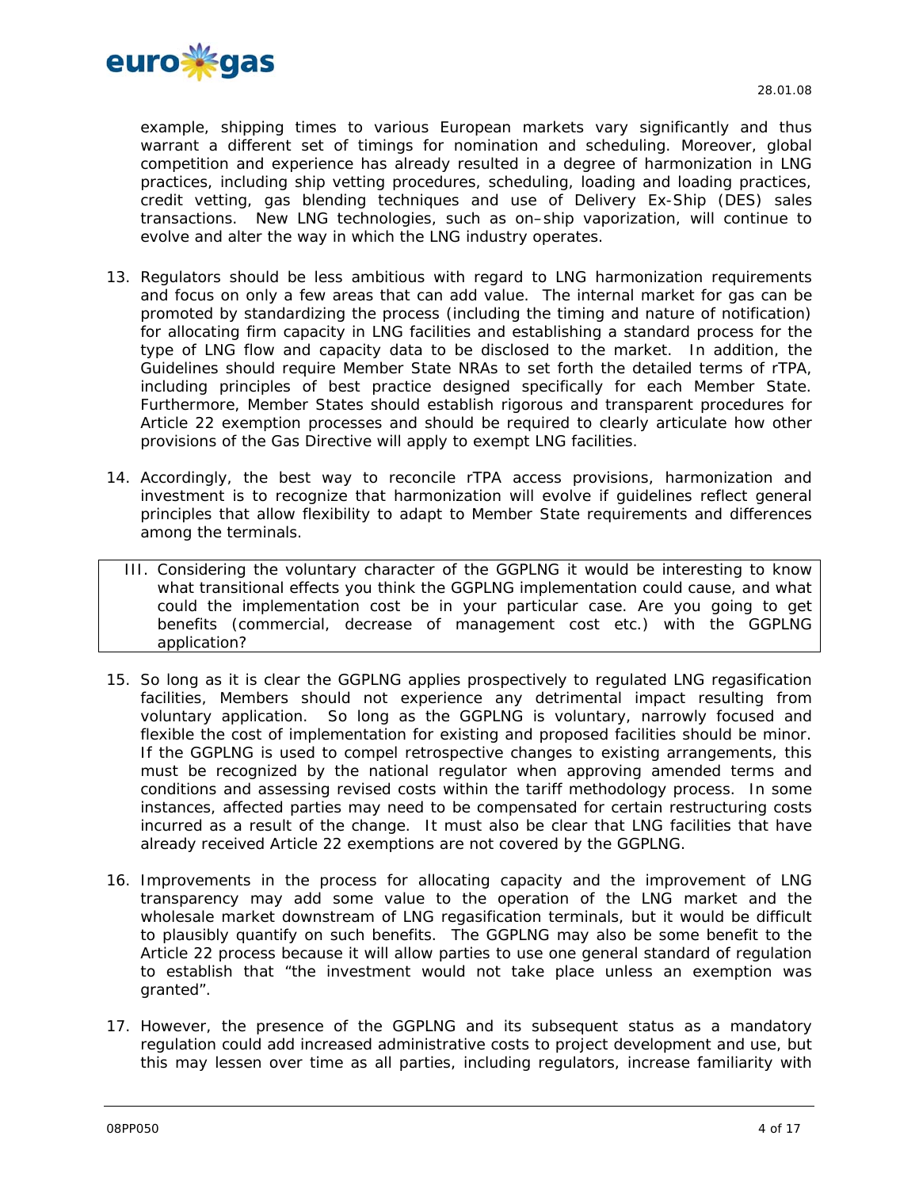example, shipping times to various European markets vary significantly and thus warrant a different set of timings for nomination and scheduling. Moreover, global competition and experience has already resulted in a degree of harmonization in LNG practices, including ship vetting procedures, scheduling, loading and loading practices, credit vetting, gas blending techniques and use of Delivery Ex-Ship (DES) sales transactions. New LNG technologies, such as on–ship vaporization, will continue to evolve and alter the way in which the LNG industry operates.

13. Regulators should be less ambitious with regard to LNG harmonization requirements and focus on only a few areas that can add value. The internal market for gas can be promoted by standardizing the process (including the timing and nature of notification) for allocating firm capacity in LNG facilities and establishing a standard process for the type of LNG flow and capacity data to be disclosed to the market. In addition, the Guidelines should require Member State NRAs to set forth the detailed terms of rTPA, including principles of best practice designed specifically for each Member State. Furthermore, Member States should establish rigorous and transparent procedures for Article 22 exemption processes and should be required to clearly articulate how other provisions of the Gas Directive will apply to exempt LNG facilities.

14. Accordingly, the best way to reconcile rTPA access provisions, harmonization and investment is to recognize that harmonization will evolve if guidelines reflect general principles that allow flexibility to adapt to Member State requirements and differences among the terminals.

> III. Considering the voluntary character of the GGPLNG it would be interesting to know what transitional effects you think the GGPLNG implementation could cause, and what could the implementation cost be in your particular case. Are you going to get benefits (commercial, decrease of management cost etc.) with the GGPLNG application?

15. So long as it is clear the GGPLNG applies prospectively to regulated LNG regasification facilities, Members should not experience any detrimental impact resulting from voluntary application. So long as the GGPLNG is voluntary, narrowly focused and flexible the cost of implementation for existing and proposed facilities should be minor. If the GGPLNG is used to compel retrospective changes to existing arrangements, this must be recognized by the national regulator when approving amended terms and conditions and assessing revised costs within the tariff methodology process. In some instances, affected parties may need to be compensated for certain restructuring costs incurred as a result of the change. It must also be clear that LNG facilities that have already received Article 22 exemptions are not covered by the GGPLNG.

16. Improvements in the process for allocating capacity and the improvement of LNG transparency may add some value to the operation of the LNG market and the wholesale market downstream of LNG regasification terminals, but it would be difficult to plausibly quantify on such benefits. The GGPLNG may also be some benefit to the Article 22 process because it will allow parties to use one general standard of regulation to establish that "the investment would not take place unless an exemption was granted".

17. However, the presence of the GGPLNG and its subsequent status as a mandatory regulation could add increased administrative costs to project development and use, but this may lessen over time as all parties, including regulators, increase familiarity with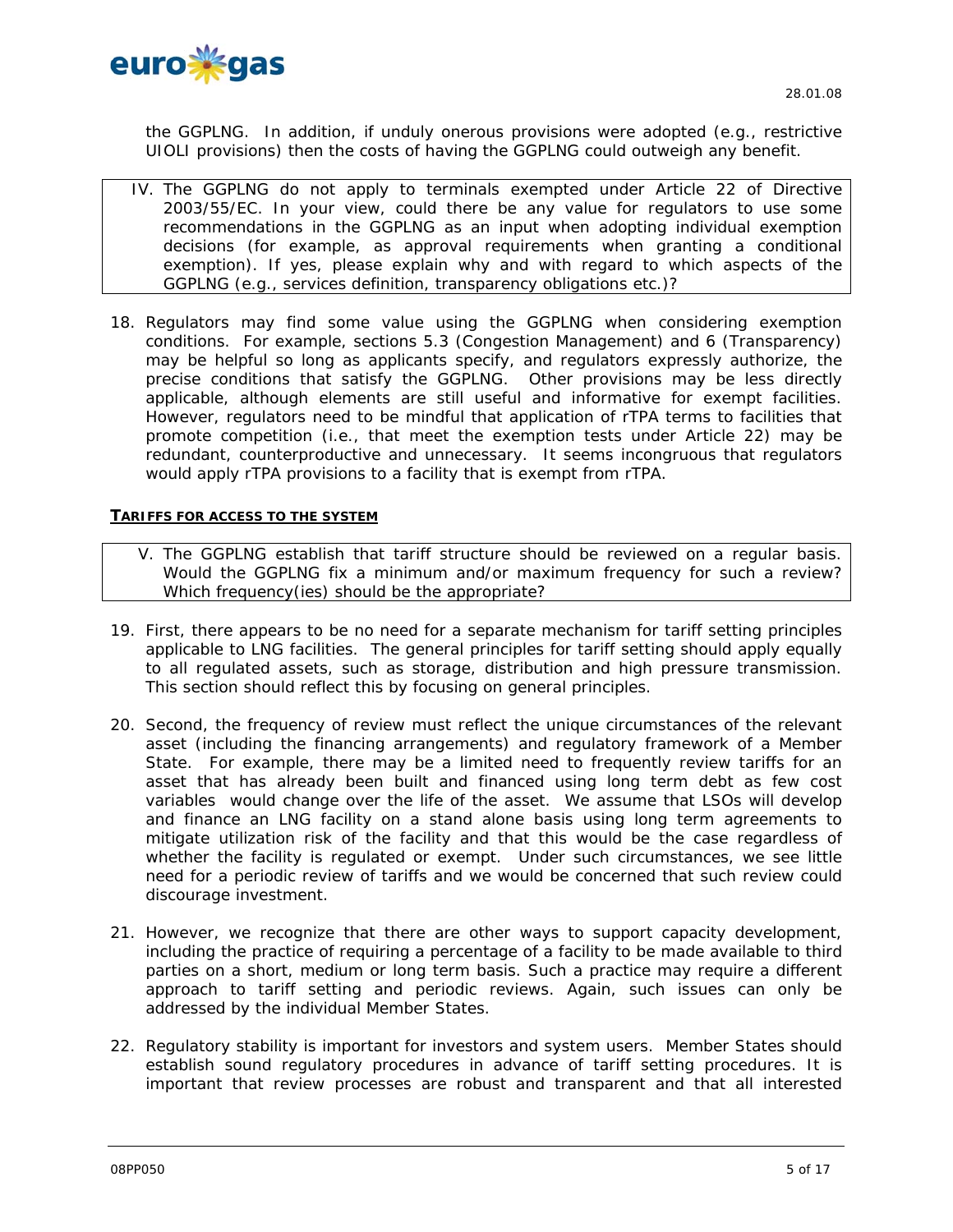the GGPLNG. In addition, if unduly onerous provisions were adopted (e.g., restrictive UIOLI provisions) then the costs of having the GGPLNG could outweigh any benefit.

> IV. The GGPLNG do not apply to terminals exempted under Article 22 of Directive 2003/55/EC. In your view, could there be any value for regulators to use some recommendations in the GGPLNG as an input when adopting individual exemption decisions (for example, as approval requirements when granting a conditional exemption). If yes, please explain why and with regard to which aspects of the GGPLNG (e.g., services definition, transparency obligations etc.)?

18. Regulators may find some value using the GGPLNG when considering exemption conditions. For example, sections 5.3 (Congestion Management) and 6 (Transparency) may be helpful so long as applicants specify, and regulators expressly authorize, the precise conditions that satisfy the GGPLNG. Other provisions may be less directly applicable, although elements are still useful and informative for exempt facilities. However, regulators need to be mindful that application of rTPA terms to facilities that promote competition (i.e., that meet the exemption tests under Article 22) may be redundant, counterproductive and unnecessary. It seems incongruous that regulators would apply rTPA provisions to a facility that is exempt from rTPA.

**TARIFFS FOR ACCESS TO THE SYSTEM**

> V. The GGPLNG establish that tariff structure should be reviewed on a regular basis. Would the GGPLNG fix a minimum and/or maximum frequency for such a review? Which frequency(ies) should be the appropriate?

19. First, there appears to be no need for a separate mechanism for tariff setting principles applicable to LNG facilities. The general principles for tariff setting should apply equally to all regulated assets, such as storage, distribution and high pressure transmission. This section should reflect this by focusing on general principles.

20. Second, the frequency of review must reflect the unique circumstances of the relevant asset (including the financing arrangements) and regulatory framework of a Member State. For example, there may be a limited need to frequently review tariffs for an asset that has already been built and financed using long term debt as few cost variables would change over the life of the asset. We assume that LSOs will develop and finance an LNG facility on a stand alone basis using long term agreements to mitigate utilization risk of the facility and that this would be the case regardless of whether the facility is regulated or exempt. Under such circumstances, we see little need for a periodic review of tariffs and we would be concerned that such review could discourage investment.

21. However, we recognize that there are other ways to support capacity development, including the practice of requiring a percentage of a facility to be made available to third parties on a short, medium or long term basis. Such a practice may require a different approach to tariff setting and periodic reviews. Again, such issues can only be addressed by the individual Member States.

22. Regulatory stability is important for investors and system users. Member States should establish sound regulatory procedures in advance of tariff setting procedures. It is important that review processes are robust and transparent and that all interested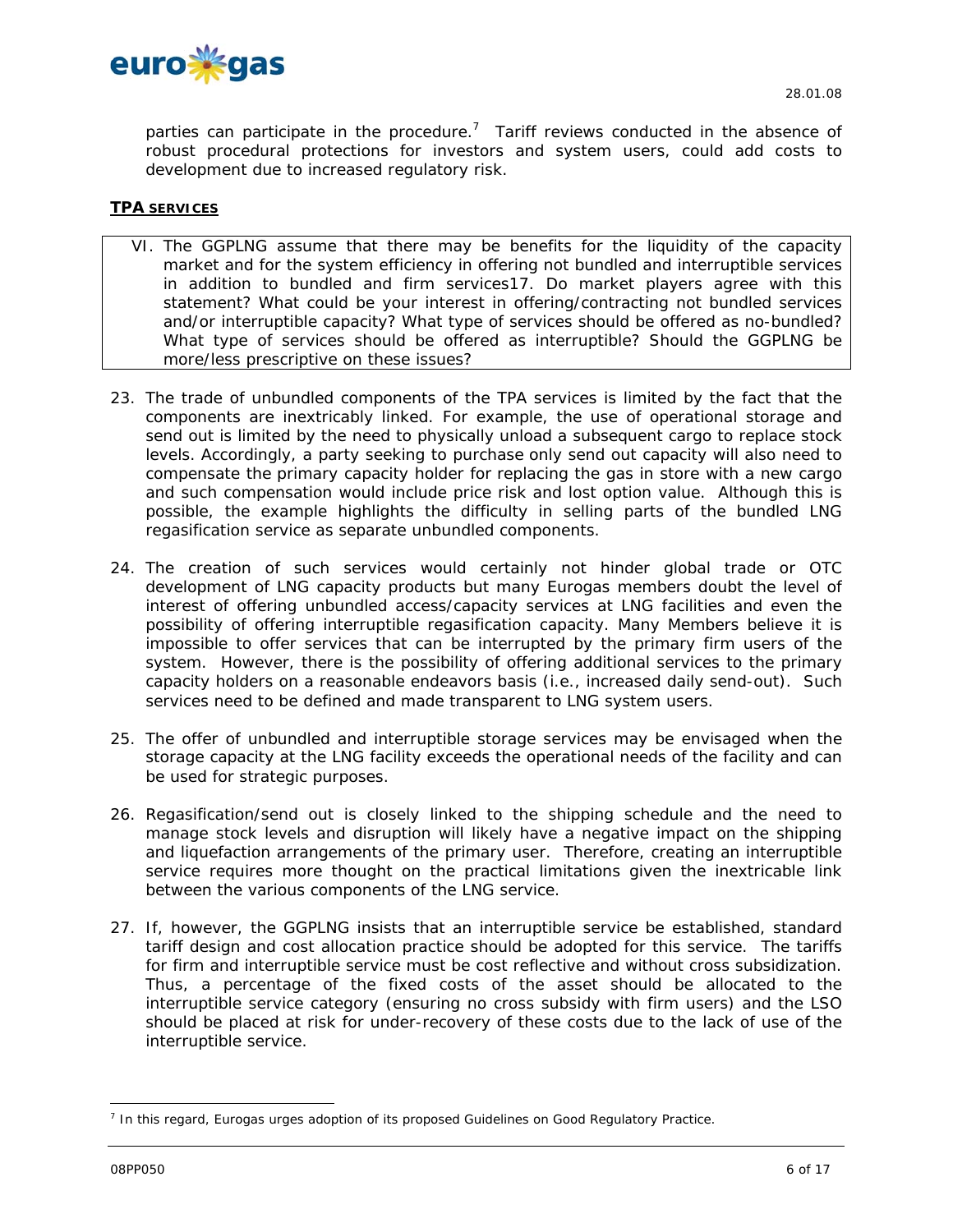parties can participate in the procedure.[7] Tariff reviews conducted in the absence of robust procedural protections for investors and system users, could add costs to development due to increased regulatory risk.

**TPA SERVICES**

> VI. The GGPLNG assume that there may be benefits for the liquidity of the capacity market and for the system efficiency in offering not bundled and interruptible services in addition to bundled and firm services17. Do market players agree with this statement? What could be your interest in offering/contracting not bundled services and/or interruptible capacity? What type of services should be offered as no-bundled? What type of services should be offered as interruptible? Should the GGPLNG be more/less prescriptive on these issues?

23. The trade of unbundled components of the TPA services is limited by the fact that the components are inextricably linked. For example, the use of operational storage and send out is limited by the need to physically unload a subsequent cargo to replace stock levels. Accordingly, a party seeking to purchase only send out capacity will also need to compensate the primary capacity holder for replacing the gas in store with a new cargo and such compensation would include price risk and lost option value. Although this is possible, the example highlights the difficulty in selling parts of the bundled LNG regasification service as separate unbundled components.

24. The creation of such services would certainly not hinder global trade or OTC development of LNG capacity products but many Eurogas members doubt the level of interest of offering unbundled access/capacity services at LNG facilities and even the possibility of offering interruptible regasification capacity. Many Members believe it is impossible to offer services that can be interrupted by the primary firm users of the system. However, there is the possibility of offering additional services to the primary capacity holders on a reasonable endeavors basis (i.e., increased daily send-out). Such services need to be defined and made transparent to LNG system users.

25. The offer of unbundled and interruptible storage services may be envisaged when the storage capacity at the LNG facility exceeds the operational needs of the facility and can be used for strategic purposes.

26. Regasification/send out is closely linked to the shipping schedule and the need to manage stock levels and disruption will likely have a negative impact on the shipping and liquefaction arrangements of the primary user. Therefore, creating an interruptible service requires more thought on the practical limitations given the inextricable link between the various components of the LNG service.

27. If, however, the GGPLNG insists that an interruptible service be established, standard tariff design and cost allocation practice should be adopted for this service. The tariffs for firm and interruptible service must be cost reflective and without cross subsidization. Thus, a percentage of the fixed costs of the asset should be allocated to the interruptible service category (ensuring no cross subsidy with firm users) and the LSO should be placed at risk for under-recovery of these costs due to the lack of use of the interruptible service.

---

[7] In this regard, Eurogas urges adoption of its proposed Guidelines on Good Regulatory Practice.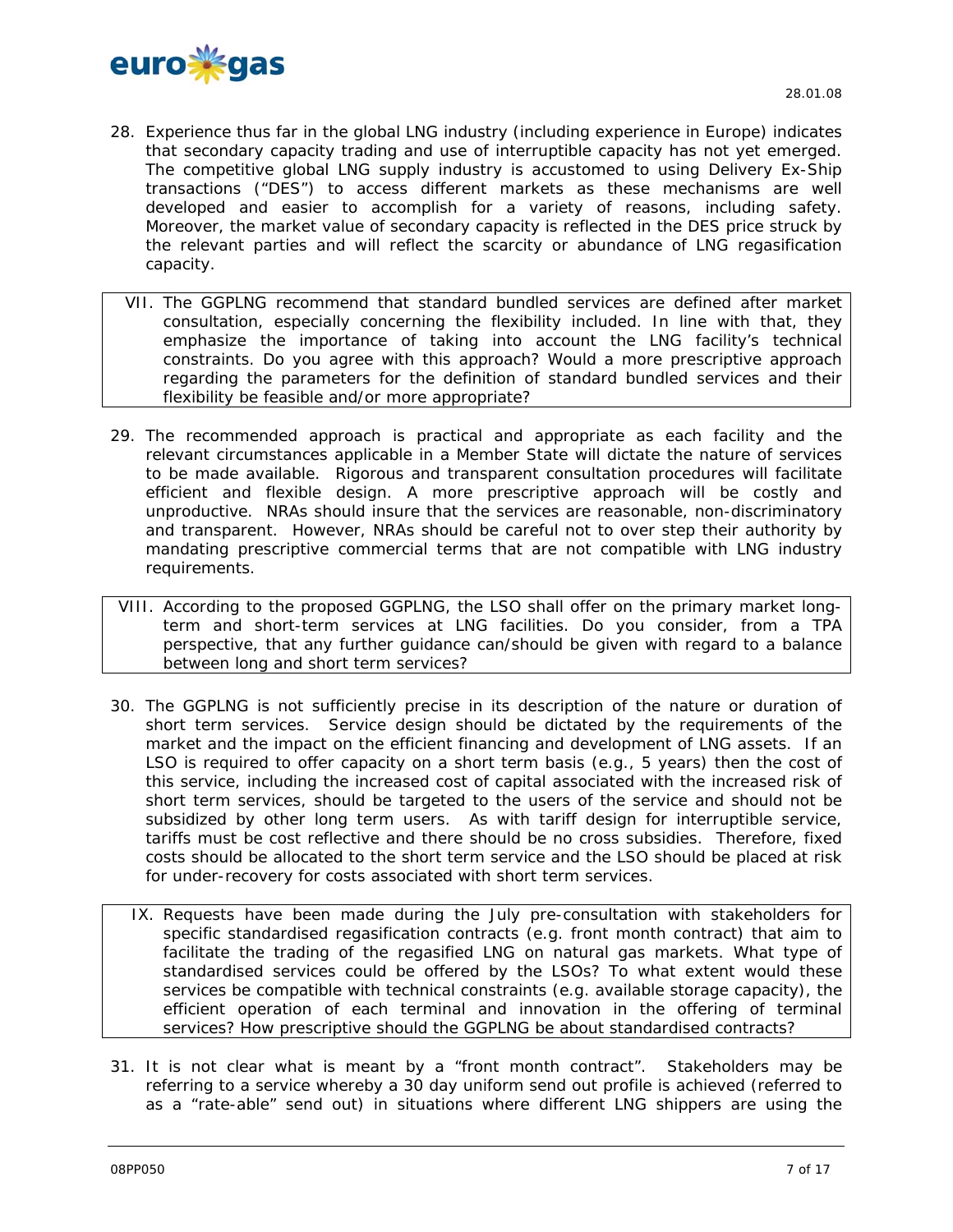28. Experience thus far in the global LNG industry (including experience in Europe) indicates that secondary capacity trading and use of interruptible capacity has not yet emerged. The competitive global LNG supply industry is accustomed to using Delivery Ex-Ship transactions ("DES") to access different markets as these mechanisms are well developed and easier to accomplish for a variety of reasons, including safety. Moreover, the market value of secondary capacity is reflected in the DES price struck by the relevant parties and will reflect the scarcity or abundance of LNG regasification capacity.

> VII. The GGPLNG recommend that standard bundled services are defined after market consultation, especially concerning the flexibility included. In line with that, they emphasize the importance of taking into account the LNG facility's technical constraints. Do you agree with this approach? Would a more prescriptive approach regarding the parameters for the definition of standard bundled services and their flexibility be feasible and/or more appropriate?

29. The recommended approach is practical and appropriate as each facility and the relevant circumstances applicable in a Member State will dictate the nature of services to be made available. Rigorous and transparent consultation procedures will facilitate efficient and flexible design. A more prescriptive approach will be costly and unproductive. NRAs should insure that the services are reasonable, non-discriminatory and transparent. However, NRAs should be careful not to over step their authority by mandating prescriptive commercial terms that are not compatible with LNG industry requirements.

> VIII. According to the proposed GGPLNG, the LSO shall offer on the primary market long-term and short-term services at LNG facilities. Do you consider, from a TPA perspective, that any further guidance can/should be given with regard to a balance between long and short term services?

30. The GGPLNG is not sufficiently precise in its description of the nature or duration of short term services. Service design should be dictated by the requirements of the market and the impact on the efficient financing and development of LNG assets. If an LSO is required to offer capacity on a short term basis (e.g., 5 years) then the cost of this service, including the increased cost of capital associated with the increased risk of short term services, should be targeted to the users of the service and should not be subsidized by other long term users. As with tariff design for interruptible service, tariffs must be cost reflective and there should be no cross subsidies. Therefore, fixed costs should be allocated to the short term service and the LSO should be placed at risk for under-recovery for costs associated with short term services.

> IX. Requests have been made during the July pre-consultation with stakeholders for specific standardised regasification contracts (e.g. front month contract) that aim to facilitate the trading of the regasified LNG on natural gas markets. What type of standardised services could be offered by the LSOs? To what extent would these services be compatible with technical constraints (e.g. available storage capacity), the efficient operation of each terminal and innovation in the offering of terminal services? How prescriptive should the GGPLNG be about standardised contracts?

31. It is not clear what is meant by a "front month contract". Stakeholders may be referring to a service whereby a 30 day uniform send out profile is achieved (referred to as a "rate-able" send out) in situations where different LNG shippers are using the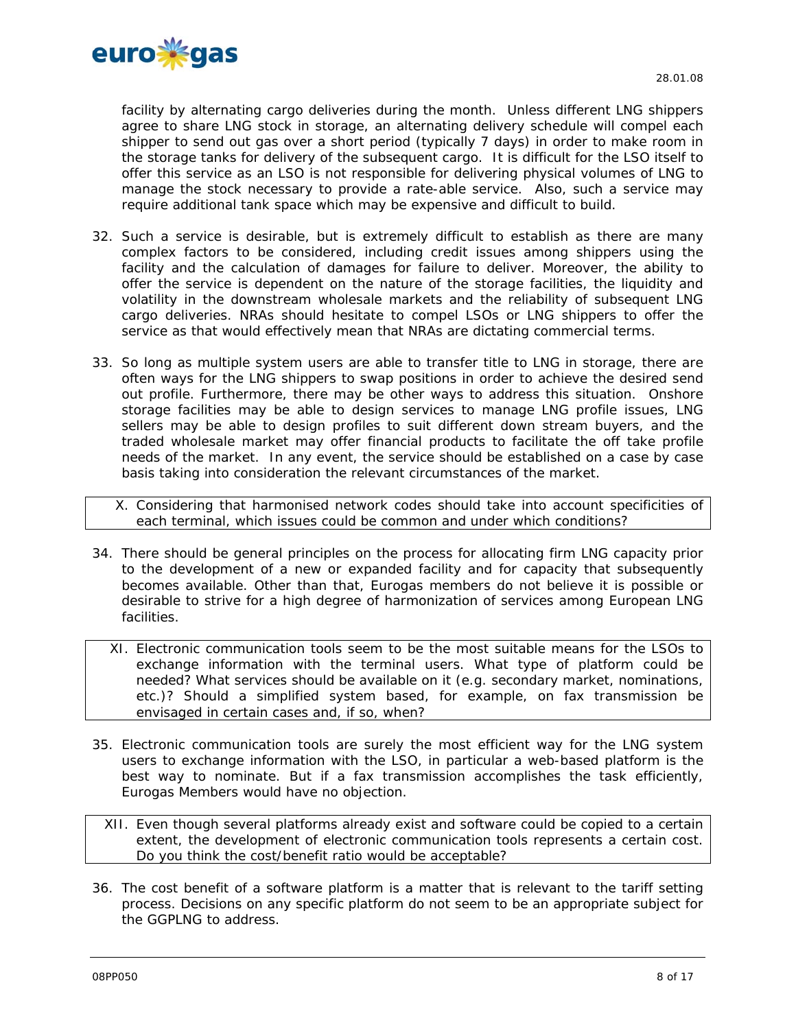facility by alternating cargo deliveries during the month. Unless different LNG shippers agree to share LNG stock in storage, an alternating delivery schedule will compel each shipper to send out gas over a short period (typically 7 days) in order to make room in the storage tanks for delivery of the subsequent cargo. It is difficult for the LSO itself to offer this service as an LSO is not responsible for delivering physical volumes of LNG to manage the stock necessary to provide a rate-able service. Also, such a service may require additional tank space which may be expensive and difficult to build.

32. Such a service is desirable, but is extremely difficult to establish as there are many complex factors to be considered, including credit issues among shippers using the facility and the calculation of damages for failure to deliver. Moreover, the ability to offer the service is dependent on the nature of the storage facilities, the liquidity and volatility in the downstream wholesale markets and the reliability of subsequent LNG cargo deliveries. NRAs should hesitate to compel LSOs or LNG shippers to offer the service as that would effectively mean that NRAs are dictating commercial terms.

33. So long as multiple system users are able to transfer title to LNG in storage, there are often ways for the LNG shippers to swap positions in order to achieve the desired send out profile. Furthermore, there may be other ways to address this situation. Onshore storage facilities may be able to design services to manage LNG profile issues, LNG sellers may be able to design profiles to suit different down stream buyers, and the traded wholesale market may offer financial products to facilitate the off take profile needs of the market. In any event, the service should be established on a case by case basis taking into consideration the relevant circumstances of the market.

> *X. Considering that harmonised network codes should take into account specificities of each terminal, which issues could be common and under which conditions?*

34. There should be general principles on the process for allocating firm LNG capacity prior to the development of a new or expanded facility and for capacity that subsequently becomes available. Other than that, Eurogas members do not believe it is possible or desirable to strive for a high degree of harmonization of services among European LNG facilities.

> *XI. Electronic communication tools seem to be the most suitable means for the LSOs to exchange information with the terminal users. What type of platform could be needed? What services should be available on it (e.g. secondary market, nominations, etc.)? Should a simplified system based, for example, on fax transmission be envisaged in certain cases and, if so, when?*

35. Electronic communication tools are surely the most efficient way for the LNG system users to exchange information with the LSO, in particular a web-based platform is the best way to nominate. But if a fax transmission accomplishes the task efficiently, Eurogas Members would have no objection.

> *XII. Even though several platforms already exist and software could be copied to a certain extent, the development of electronic communication tools represents a certain cost. Do you think the cost/benefit ratio would be acceptable?*

36. The cost benefit of a software platform is a matter that is relevant to the tariff setting process. Decisions on any specific platform do not seem to be an appropriate subject for the GGPLNG to address.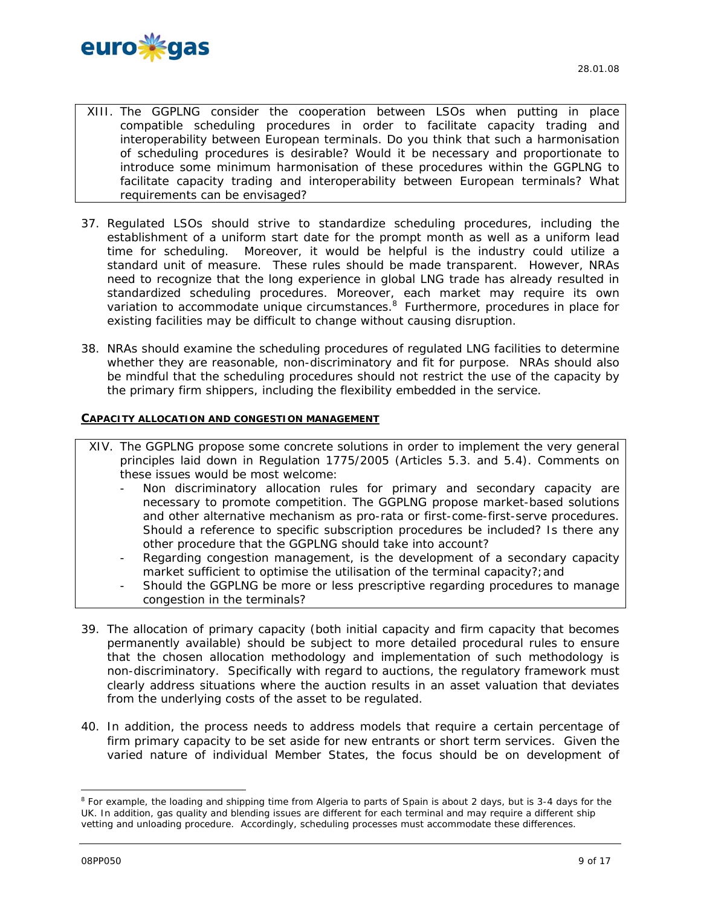XIII. The GGPLNG consider the cooperation between LSOs when putting in place compatible scheduling procedures in order to facilitate capacity trading and interoperability between European terminals. Do you think that such a harmonisation of scheduling procedures is desirable? Would it be necessary and proportionate to introduce some minimum harmonisation of these procedures within the GGPLNG to facilitate capacity trading and interoperability between European terminals? What requirements can be envisaged?

37. Regulated LSOs should strive to standardize scheduling procedures, including the establishment of a uniform start date for the prompt month as well as a uniform lead time for scheduling. Moreover, it would be helpful is the industry could utilize a standard unit of measure. These rules should be made transparent. However, NRAs need to recognize that the long experience in global LNG trade has already resulted in standardized scheduling procedures. Moreover, each market may require its own variation to accommodate unique circumstances.[8] Furthermore, procedures in place for existing facilities may be difficult to change without causing disruption.

38. NRAs should examine the scheduling procedures of regulated LNG facilities to determine whether they are reasonable, non-discriminatory and fit for purpose. NRAs should also be mindful that the scheduling procedures should not restrict the use of the capacity by the primary firm shippers, including the flexibility embedded in the service.

**CAPACITY ALLOCATION AND CONGESTION MANAGEMENT**

XIV. The GGPLNG propose some concrete solutions in order to implement the very general principles laid down in Regulation 1775/2005 (Articles 5.3. and 5.4). Comments on these issues would be most welcome:

- Non discriminatory allocation rules for primary and secondary capacity are necessary to promote competition. The GGPLNG propose market-based solutions and other alternative mechanism as pro-rata or first-come-first-serve procedures. Should a reference to specific subscription procedures be included? Is there any other procedure that the GGPLNG should take into account?
- Regarding congestion management, is the development of a secondary capacity market sufficient to optimise the utilisation of the terminal capacity?; and
- Should the GGPLNG be more or less prescriptive regarding procedures to manage congestion in the terminals?

39. The allocation of primary capacity (both initial capacity and firm capacity that becomes permanently available) should be subject to more detailed procedural rules to ensure that the chosen allocation methodology and implementation of such methodology is non-discriminatory. Specifically with regard to auctions, the regulatory framework must clearly address situations where the auction results in an asset valuation that deviates from the underlying costs of the asset to be regulated.

40. In addition, the process needs to address models that require a certain percentage of firm primary capacity to be set aside for new entrants or short term services. Given the varied nature of individual Member States, the focus should be on development of

[8] For example, the loading and shipping time from Algeria to parts of Spain is about 2 days, but is 3-4 days for the UK. In addition, gas quality and blending issues are different for each terminal and may require a different ship vetting and unloading procedure. Accordingly, scheduling processes must accommodate these differences.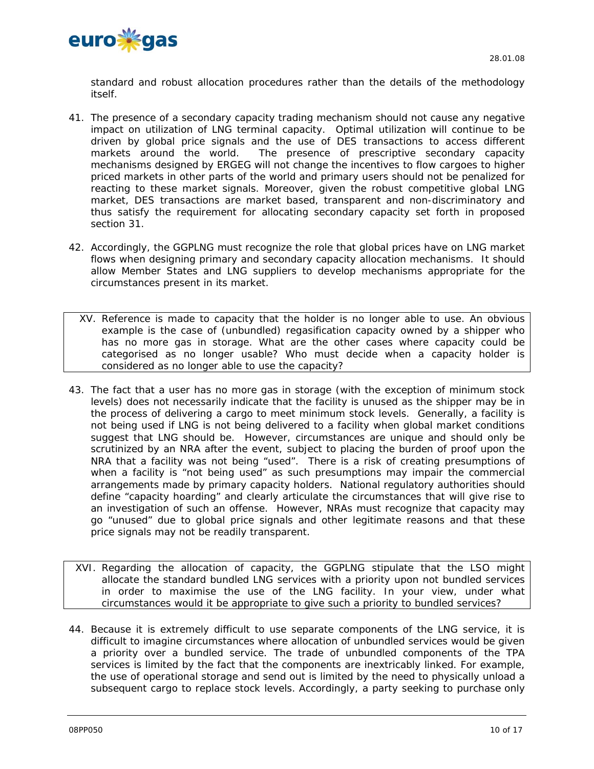standard and robust allocation procedures rather than the details of the methodology itself.

41. The presence of a secondary capacity trading mechanism should not cause any negative impact on utilization of LNG terminal capacity. Optimal utilization will continue to be driven by global price signals and the use of DES transactions to access different markets around the world. The presence of prescriptive secondary capacity mechanisms designed by ERGEG will not change the incentives to flow cargoes to higher priced markets in other parts of the world and primary users should not be penalized for reacting to these market signals. Moreover, given the robust competitive global LNG market, DES transactions are market based, transparent and non-discriminatory and thus satisfy the requirement for allocating secondary capacity set forth in proposed section 31.

42. Accordingly, the GGPLNG must recognize the role that global prices have on LNG market flows when designing primary and secondary capacity allocation mechanisms. It should allow Member States and LNG suppliers to develop mechanisms appropriate for the circumstances present in its market.

> XV. Reference is made to capacity that the holder is no longer able to use. An obvious example is the case of (unbundled) regasification capacity owned by a shipper who has no more gas in storage. What are the other cases where capacity could be categorised as no longer usable? Who must decide when a capacity holder is considered as no longer able to use the capacity?

43. The fact that a user has no more gas in storage (with the exception of minimum stock levels) does not necessarily indicate that the facility is unused as the shipper may be in the process of delivering a cargo to meet minimum stock levels. Generally, a facility is not being used if LNG is not being delivered to a facility when global market conditions suggest that LNG should be. However, circumstances are unique and should only be scrutinized by an NRA after the event, subject to placing the burden of proof upon the NRA that a facility was not being "used". There is a risk of creating presumptions of when a facility is "not being used" as such presumptions may impair the commercial arrangements made by primary capacity holders. National regulatory authorities should define "capacity hoarding" and clearly articulate the circumstances that will give rise to an investigation of such an offense. However, NRAs must recognize that capacity may go "unused" due to global price signals and other legitimate reasons and that these price signals may not be readily transparent.

> XVI. Regarding the allocation of capacity, the GGPLNG stipulate that the LSO might allocate the standard bundled LNG services with a priority upon not bundled services in order to maximise the use of the LNG facility. In your view, under what circumstances would it be appropriate to give such a priority to bundled services?

44. Because it is extremely difficult to use separate components of the LNG service, it is difficult to imagine circumstances where allocation of unbundled services would be given a priority over a bundled service. The trade of unbundled components of the TPA services is limited by the fact that the components are inextricably linked. For example, the use of operational storage and send out is limited by the need to physically unload a subsequent cargo to replace stock levels. Accordingly, a party seeking to purchase only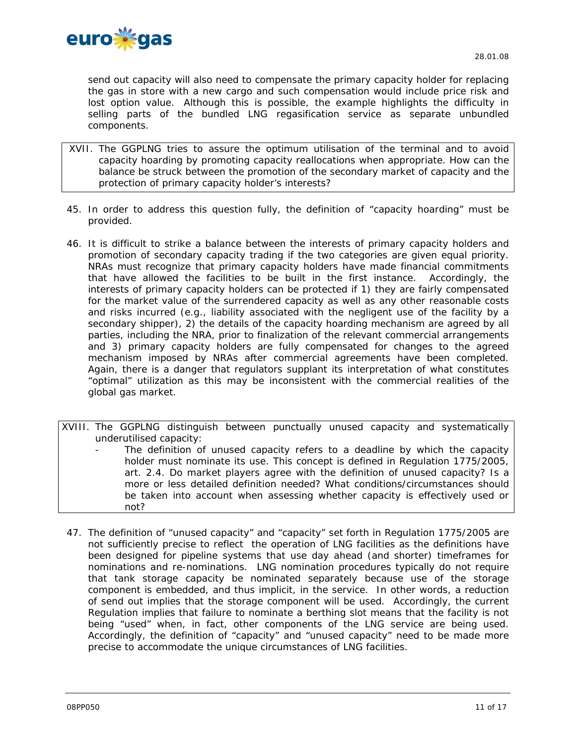send out capacity will also need to compensate the primary capacity holder for replacing the gas in store with a new cargo and such compensation would include price risk and lost option value. Although this is possible, the example highlights the difficulty in selling parts of the bundled LNG regasification service as separate unbundled components.

> XVII. The GGPLNG tries to assure the optimum utilisation of the terminal and to avoid capacity hoarding by promoting capacity reallocations when appropriate. How can the balance be struck between the promotion of the secondary market of capacity and the protection of primary capacity holder's interests?

45. In order to address this question fully, the definition of "capacity hoarding" must be provided.

46. It is difficult to strike a balance between the interests of primary capacity holders and promotion of secondary capacity trading if the two categories are given equal priority. NRAs must recognize that primary capacity holders have made financial commitments that have allowed the facilities to be built in the first instance. Accordingly, the interests of primary capacity holders can be protected if 1) they are fairly compensated for the market value of the surrendered capacity as well as any other reasonable costs and risks incurred (e.g., liability associated with the negligent use of the facility by a secondary shipper), 2) the details of the capacity hoarding mechanism are agreed by all parties, including the NRA, prior to finalization of the relevant commercial arrangements and 3) primary capacity holders are fully compensated for changes to the agreed mechanism imposed by NRAs after commercial agreements have been completed. Again, there is a danger that regulators supplant its interpretation of what constitutes "optimal" utilization as this may be inconsistent with the commercial realities of the global gas market.

> XVIII. The GGPLNG distinguish between punctually unused capacity and systematically underutilised capacity:
>
> - The definition of unused capacity refers to a deadline by which the capacity holder must nominate its use. This concept is defined in Regulation 1775/2005, art. 2.4. Do market players agree with the definition of unused capacity? Is a more or less detailed definition needed? What conditions/circumstances should be taken into account when assessing whether capacity is effectively used or not?

47. The definition of "unused capacity" and "capacity" set forth in Regulation 1775/2005 are not sufficiently precise to reflect the operation of LNG facilities as the definitions have been designed for pipeline systems that use day ahead (and shorter) timeframes for nominations and re-nominations. LNG nomination procedures typically do not require that tank storage capacity be nominated separately because use of the storage component is embedded, and thus implicit, in the service. In other words, a reduction of send out implies that the storage component will be used. Accordingly, the current Regulation implies that failure to nominate a berthing slot means that the facility is not being "used" when, in fact, other components of the LNG service are being used. Accordingly, the definition of "capacity" and "unused capacity" need to be made more precise to accommodate the unique circumstances of LNG facilities.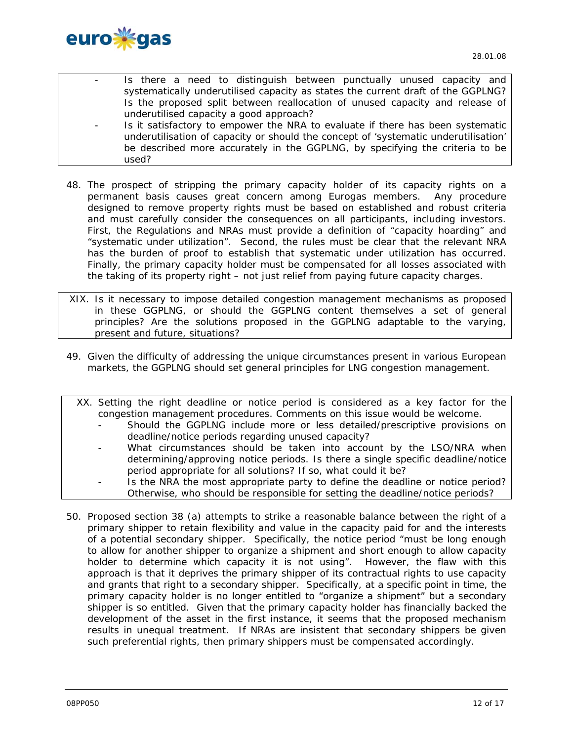> - Is there a need to distinguish between punctually unused capacity and systematically underutilised capacity as states the current draft of the GGPLNG? Is the proposed split between reallocation of unused capacity and release of underutilised capacity a good approach?
> - Is it satisfactory to empower the NRA to evaluate if there has been systematic underutilisation of capacity or should the concept of 'systematic underutilisation' be described more accurately in the GGPLNG, by specifying the criteria to be used?

48. The prospect of stripping the primary capacity holder of its capacity rights on a permanent basis causes great concern among Eurogas members. Any procedure designed to remove property rights must be based on established and robust criteria and must carefully consider the consequences on all participants, including investors. First, the Regulations and NRAs must provide a definition of "capacity hoarding" and "systematic under utilization". Second, the rules must be clear that the relevant NRA has the burden of proof to establish that systematic under utilization has occurred. Finally, the primary capacity holder must be compensated for all losses associated with the taking of its property right – not just relief from paying future capacity charges.

> XIX. Is it necessary to impose detailed congestion management mechanisms as proposed in these GGPLNG, or should the GGPLNG content themselves a set of general principles? Are the solutions proposed in the GGPLNG adaptable to the varying, present and future, situations?

49. Given the difficulty of addressing the unique circumstances present in various European markets, the GGPLNG should set general principles for LNG congestion management.

> XX. Setting the right deadline or notice period is considered as a key factor for the congestion management procedures. Comments on this issue would be welcome.
> - Should the GGPLNG include more or less detailed/prescriptive provisions on deadline/notice periods regarding unused capacity?
> - What circumstances should be taken into account by the LSO/NRA when determining/approving notice periods. Is there a single specific deadline/notice period appropriate for all solutions? If so, what could it be?
> - Is the NRA the most appropriate party to define the deadline or notice period? Otherwise, who should be responsible for setting the deadline/notice periods?

50. Proposed section 38 (a) attempts to strike a reasonable balance between the right of a primary shipper to retain flexibility and value in the capacity paid for and the interests of a potential secondary shipper. Specifically, the notice period "must be long enough to allow for another shipper to organize a shipment and short enough to allow capacity holder to determine which capacity it is not using". However, the flaw with this approach is that it deprives the primary shipper of its contractual rights to use capacity and grants that right to a secondary shipper. Specifically, at a specific point in time, the primary capacity holder is no longer entitled to "organize a shipment" but a secondary shipper is so entitled. Given that the primary capacity holder has financially backed the development of the asset in the first instance, it seems that the proposed mechanism results in unequal treatment. If NRAs are insistent that secondary shippers be given such preferential rights, then primary shippers must be compensated accordingly.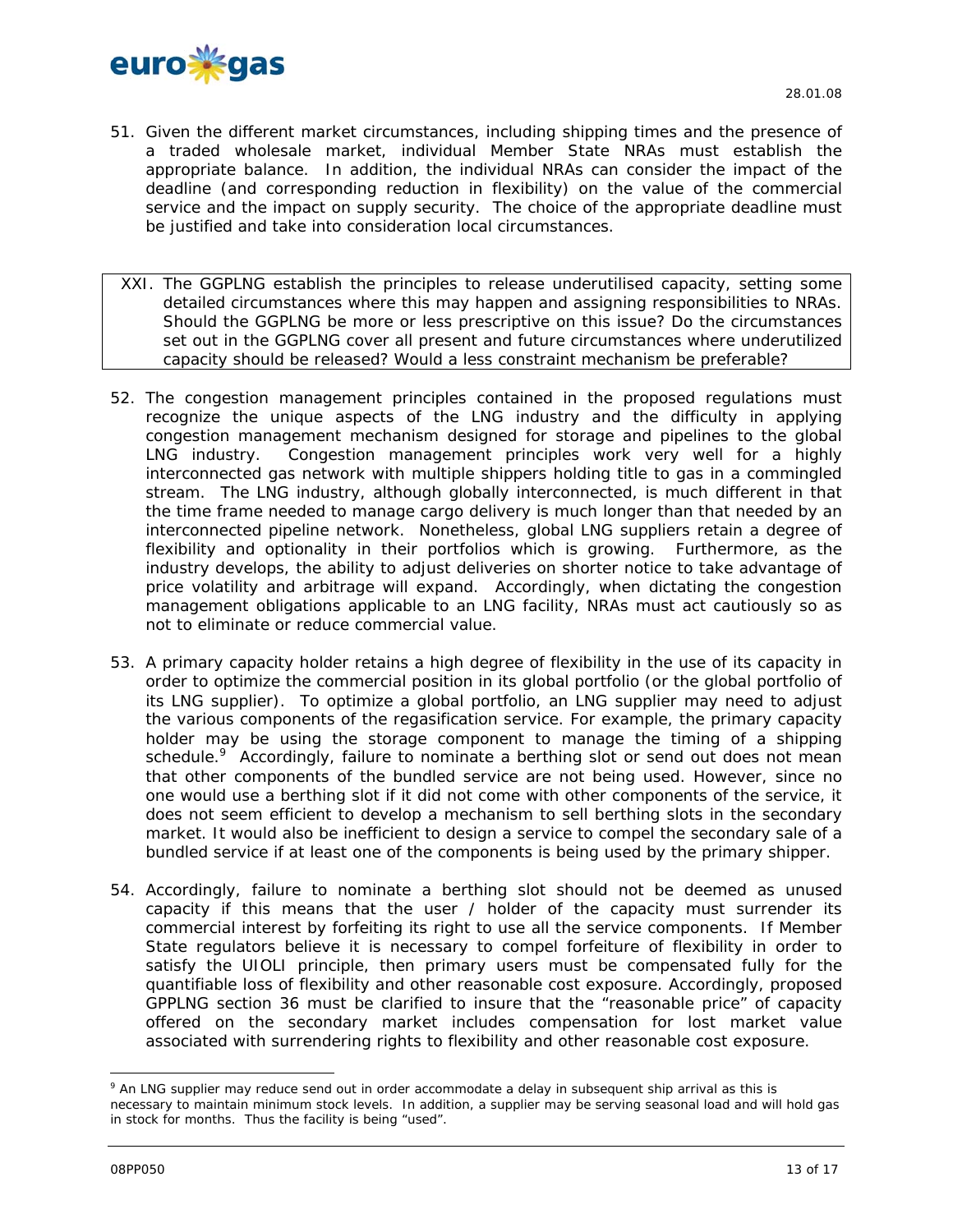51. Given the different market circumstances, including shipping times and the presence of a traded wholesale market, individual Member State NRAs must establish the appropriate balance. In addition, the individual NRAs can consider the impact of the deadline (and corresponding reduction in flexibility) on the value of the commercial service and the impact on supply security. The choice of the appropriate deadline must be justified and take into consideration local circumstances.

> XXI. The GGPLNG establish the principles to release underutilised capacity, setting some detailed circumstances where this may happen and assigning responsibilities to NRAs. Should the GGPLNG be more or less prescriptive on this issue? Do the circumstances set out in the GGPLNG cover all present and future circumstances where underutilized capacity should be released? Would a less constraint mechanism be preferable?

52. The congestion management principles contained in the proposed regulations must recognize the unique aspects of the LNG industry and the difficulty in applying congestion management mechanism designed for storage and pipelines to the global LNG industry. Congestion management principles work very well for a highly interconnected gas network with multiple shippers holding title to gas in a commingled stream. The LNG industry, although globally interconnected, is much different in that the time frame needed to manage cargo delivery is much longer than that needed by an interconnected pipeline network. Nonetheless, global LNG suppliers retain a degree of flexibility and optionality in their portfolios which is growing. Furthermore, as the industry develops, the ability to adjust deliveries on shorter notice to take advantage of price volatility and arbitrage will expand. Accordingly, when dictating the congestion management obligations applicable to an LNG facility, NRAs must act cautiously so as not to eliminate or reduce commercial value.

53. A primary capacity holder retains a high degree of flexibility in the use of its capacity in order to optimize the commercial position in its global portfolio (or the global portfolio of its LNG supplier). To optimize a global portfolio, an LNG supplier may need to adjust the various components of the regasification service. For example, the primary capacity holder may be using the storage component to manage the timing of a shipping schedule.[9] Accordingly, failure to nominate a berthing slot or send out does not mean that other components of the bundled service are not being used. However, since no one would use a berthing slot if it did not come with other components of the service, it does not seem efficient to develop a mechanism to sell berthing slots in the secondary market. It would also be inefficient to design a service to compel the secondary sale of a bundled service if at least one of the components is being used by the primary shipper.

54. Accordingly, failure to nominate a berthing slot should not be deemed as unused capacity if this means that the user / holder of the capacity must surrender its commercial interest by forfeiting its right to use all the service components. If Member State regulators believe it is necessary to compel forfeiture of flexibility in order to satisfy the UIOLI principle, then primary users must be compensated fully for the quantifiable loss of flexibility and other reasonable cost exposure. Accordingly, proposed GPPLNG section 36 must be clarified to insure that the "reasonable price" of capacity offered on the secondary market includes compensation for lost market value associated with surrendering rights to flexibility and other reasonable cost exposure.

---

[9] An LNG supplier may reduce send out in order accommodate a delay in subsequent ship arrival as this is necessary to maintain minimum stock levels. In addition, a supplier may be serving seasonal load and will hold gas in stock for months. Thus the facility is being "used".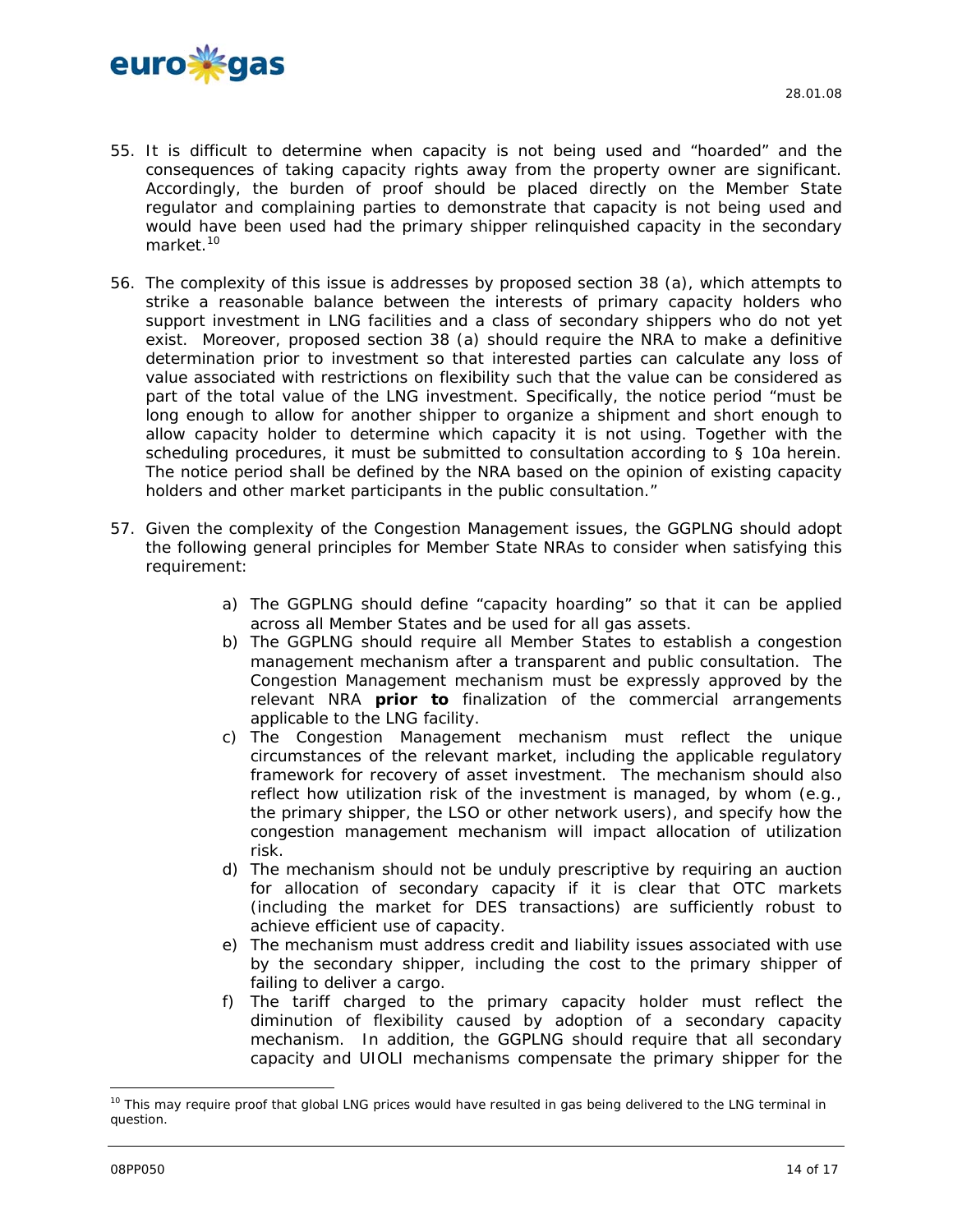55. It is difficult to determine when capacity is not being used and "hoarded" and the consequences of taking capacity rights away from the property owner are significant. Accordingly, the burden of proof should be placed directly on the Member State regulator and complaining parties to demonstrate that capacity is not being used and would have been used had the primary shipper relinquished capacity in the secondary market.[10]

56. The complexity of this issue is addresses by proposed section 38 (a), which attempts to strike a reasonable balance between the interests of primary capacity holders who support investment in LNG facilities and a class of secondary shippers who do not yet exist. Moreover, proposed section 38 (a) should require the NRA to make a definitive determination prior to investment so that interested parties can calculate any loss of value associated with restrictions on flexibility such that the value can be considered as part of the total value of the LNG investment. Specifically, the notice period "must be long enough to allow for another shipper to organize a shipment and short enough to allow capacity holder to determine which capacity it is not using. Together with the scheduling procedures, it must be submitted to consultation according to § 10a herein. The notice period shall be defined by the NRA based on the opinion of existing capacity holders and other market participants in the public consultation."

57. Given the complexity of the Congestion Management issues, the GGPLNG should adopt the following general principles for Member State NRAs to consider when satisfying this requirement:

    a) The GGPLNG should define "capacity hoarding" so that it can be applied across all Member States and be used for all gas assets.
    b) The GGPLNG should require all Member States to establish a congestion management mechanism after a transparent and public consultation. The Congestion Management mechanism must be expressly approved by the relevant NRA **prior to** finalization of the commercial arrangements applicable to the LNG facility.
    c) The Congestion Management mechanism must reflect the unique circumstances of the relevant market, including the applicable regulatory framework for recovery of asset investment. The mechanism should also reflect how utilization risk of the investment is managed, by whom (e.g., the primary shipper, the LSO or other network users), and specify how the congestion management mechanism will impact allocation of utilization risk.
    d) The mechanism should not be unduly prescriptive by requiring an auction for allocation of secondary capacity if it is clear that OTC markets (including the market for DES transactions) are sufficiently robust to achieve efficient use of capacity.
    e) The mechanism must address credit and liability issues associated with use by the secondary shipper, including the cost to the primary shipper of failing to deliver a cargo.
    f) The tariff charged to the primary capacity holder must reflect the diminution of flexibility caused by adoption of a secondary capacity mechanism. In addition, the GGPLNG should require that all secondary capacity and UIOLI mechanisms compensate the primary shipper for the

[10] This may require proof that global LNG prices would have resulted in gas being delivered to the LNG terminal in question.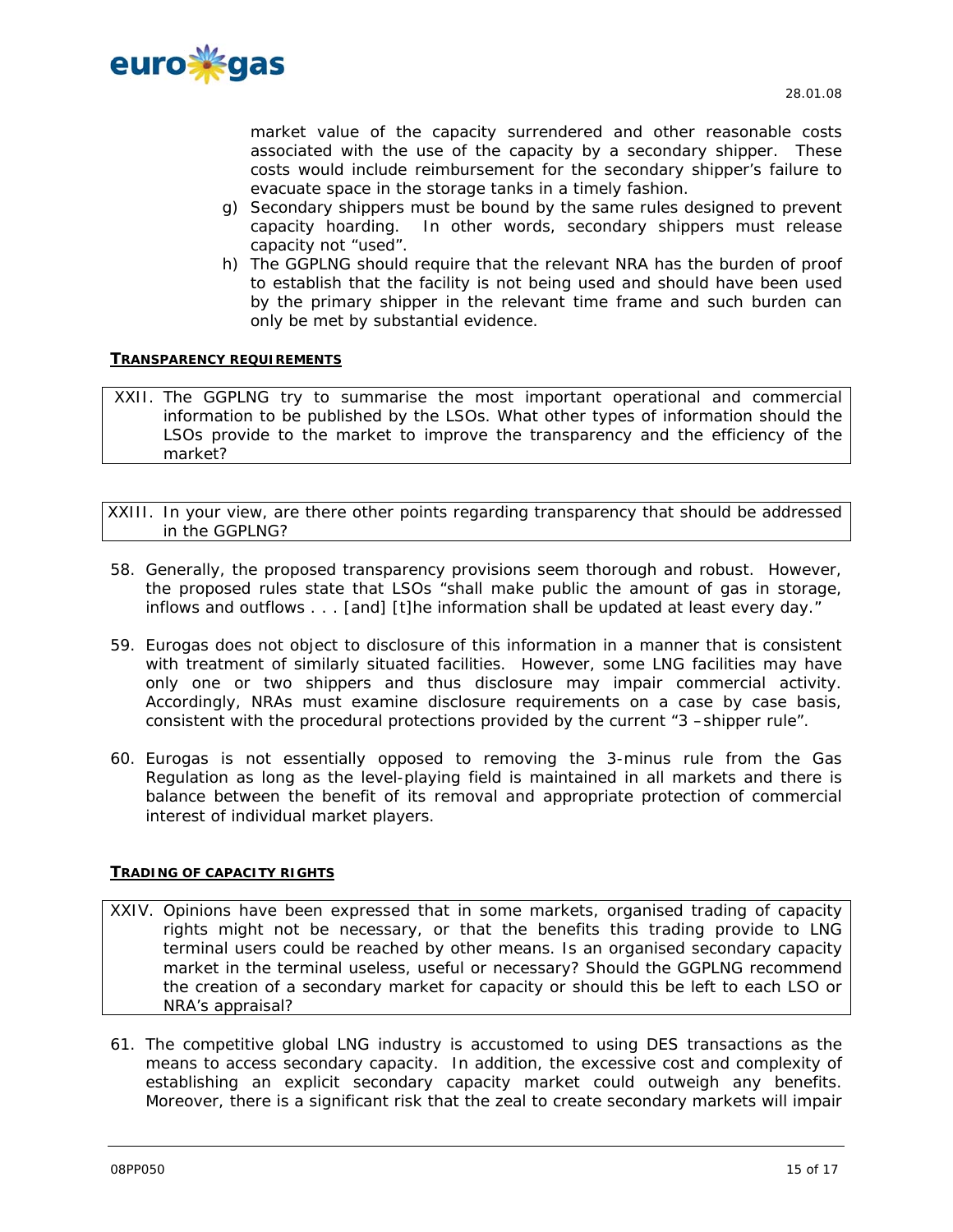market value of the capacity surrendered and other reasonable costs associated with the use of the capacity by a secondary shipper. These costs would include reimbursement for the secondary shipper's failure to evacuate space in the storage tanks in a timely fashion.

g) Secondary shippers must be bound by the same rules designed to prevent capacity hoarding. In other words, secondary shippers must release capacity not "used".

h) The GGPLNG should require that the relevant NRA has the burden of proof to establish that the facility is not being used and should have been used by the primary shipper in the relevant time frame and such burden can only be met by substantial evidence.

**TRANSPARENCY REQUIREMENTS**

XXII. The GGPLNG try to summarise the most important operational and commercial information to be published by the LSOs. What other types of information should the LSOs provide to the market to improve the transparency and the efficiency of the market?

XXIII. In your view, are there other points regarding transparency that should be addressed in the GGPLNG?

58. Generally, the proposed transparency provisions seem thorough and robust. However, the proposed rules state that LSOs "shall make public the amount of gas in storage, inflows and outflows . . . [and] [t]he information shall be updated at least every day."

59. Eurogas does not object to disclosure of this information in a manner that is consistent with treatment of similarly situated facilities. However, some LNG facilities may have only one or two shippers and thus disclosure may impair commercial activity. Accordingly, NRAs must examine disclosure requirements on a case by case basis, consistent with the procedural protections provided by the current "3 –shipper rule".

60. Eurogas is not essentially opposed to removing the 3-minus rule from the Gas Regulation as long as the level-playing field is maintained in all markets and there is balance between the benefit of its removal and appropriate protection of commercial interest of individual market players.

**TRADING OF CAPACITY RIGHTS**

XXIV. Opinions have been expressed that in some markets, organised trading of capacity rights might not be necessary, or that the benefits this trading provide to LNG terminal users could be reached by other means. Is an organised secondary capacity market in the terminal useless, useful or necessary? Should the GGPLNG recommend the creation of a secondary market for capacity or should this be left to each LSO or NRA's appraisal?

61. The competitive global LNG industry is accustomed to using DES transactions as the means to access secondary capacity. In addition, the excessive cost and complexity of establishing an explicit secondary capacity market could outweigh any benefits. Moreover, there is a significant risk that the zeal to create secondary markets will impair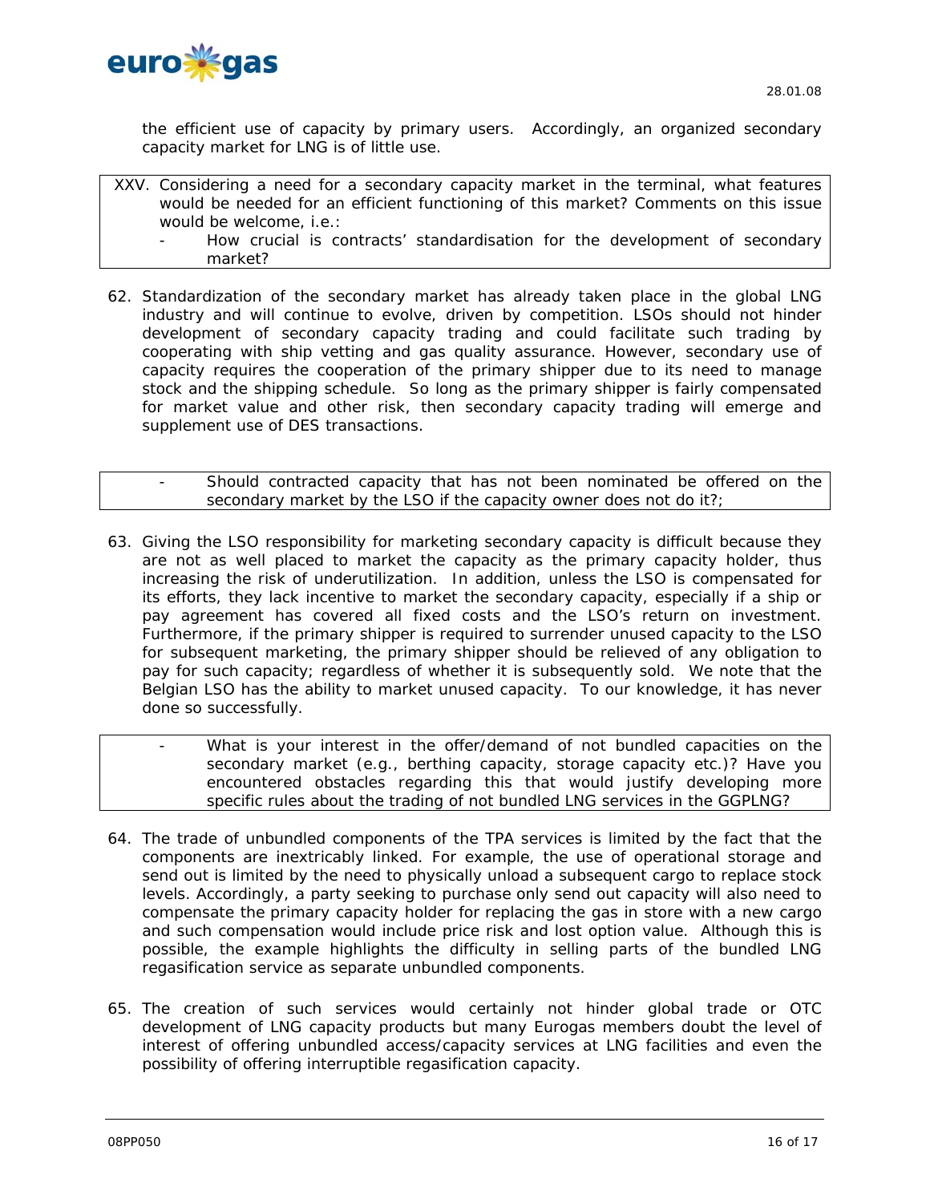the efficient use of capacity by primary users. Accordingly, an organized secondary capacity market for LNG is of little use.

XXV. Considering a need for a secondary capacity market in the terminal, what features would be needed for an efficient functioning of this market? Comments on this issue would be welcome, i.e.:

- How crucial is contracts' standardisation for the development of secondary market?

62. Standardization of the secondary market has already taken place in the global LNG industry and will continue to evolve, driven by competition. LSOs should not hinder development of secondary capacity trading and could facilitate such trading by cooperating with ship vetting and gas quality assurance. However, secondary use of capacity requires the cooperation of the primary shipper due to its need to manage stock and the shipping schedule. So long as the primary shipper is fairly compensated for market value and other risk, then secondary capacity trading will emerge and supplement use of DES transactions.

- Should contracted capacity that has not been nominated be offered on the secondary market by the LSO if the capacity owner does not do it?;

63. Giving the LSO responsibility for marketing secondary capacity is difficult because they are not as well placed to market the capacity as the primary capacity holder, thus increasing the risk of underutilization. In addition, unless the LSO is compensated for its efforts, they lack incentive to market the secondary capacity, especially if a ship or pay agreement has covered all fixed costs and the LSO's return on investment. Furthermore, if the primary shipper is required to surrender unused capacity to the LSO for subsequent marketing, the primary shipper should be relieved of any obligation to pay for such capacity; regardless of whether it is subsequently sold. We note that the Belgian LSO has the ability to market unused capacity. To our knowledge, it has never done so successfully.

- What is your interest in the offer/demand of not bundled capacities on the secondary market (e.g., berthing capacity, storage capacity etc.)? Have you encountered obstacles regarding this that would justify developing more specific rules about the trading of not bundled LNG services in the GGPLNG?

64. The trade of unbundled components of the TPA services is limited by the fact that the components are inextricably linked. For example, the use of operational storage and send out is limited by the need to physically unload a subsequent cargo to replace stock levels. Accordingly, a party seeking to purchase only send out capacity will also need to compensate the primary capacity holder for replacing the gas in store with a new cargo and such compensation would include price risk and lost option value. Although this is possible, the example highlights the difficulty in selling parts of the bundled LNG regasification service as separate unbundled components.

65. The creation of such services would certainly not hinder global trade or OTC development of LNG capacity products but many Eurogas members doubt the level of interest of offering unbundled access/capacity services at LNG facilities and even the possibility of offering interruptible regasification capacity.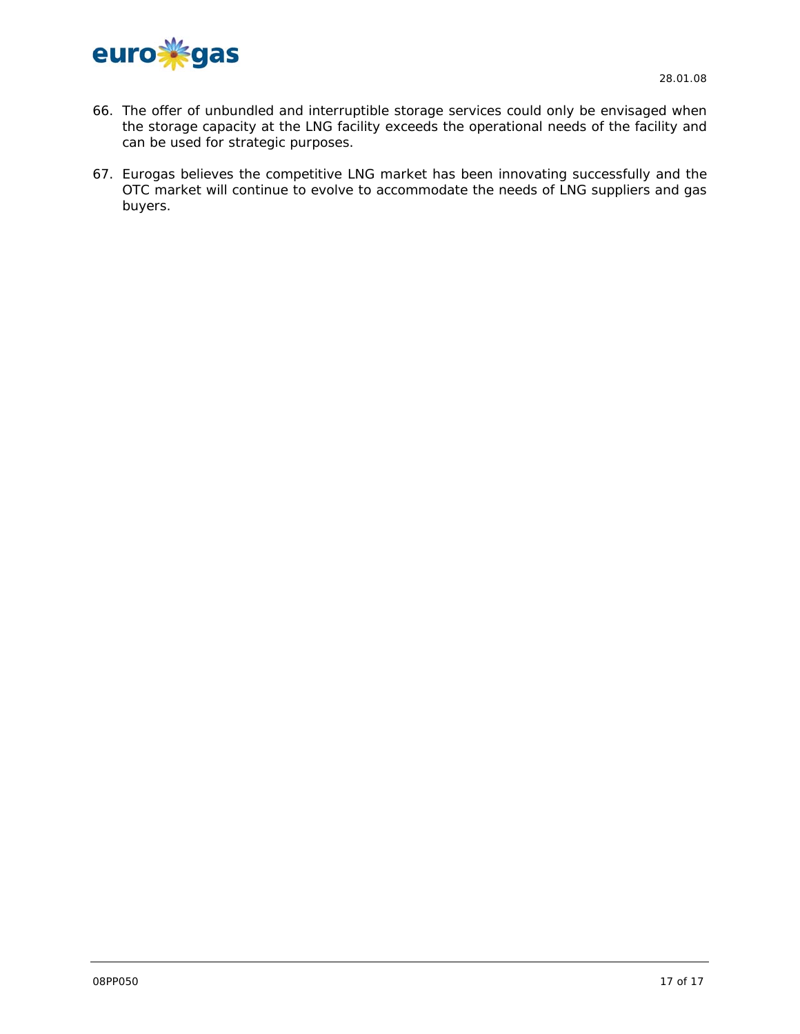66. The offer of unbundled and interruptible storage services could only be envisaged when the storage capacity at the LNG facility exceeds the operational needs of the facility and can be used for strategic purposes.

67. Eurogas believes the competitive LNG market has been innovating successfully and the OTC market will continue to evolve to accommodate the needs of LNG suppliers and gas buyers.